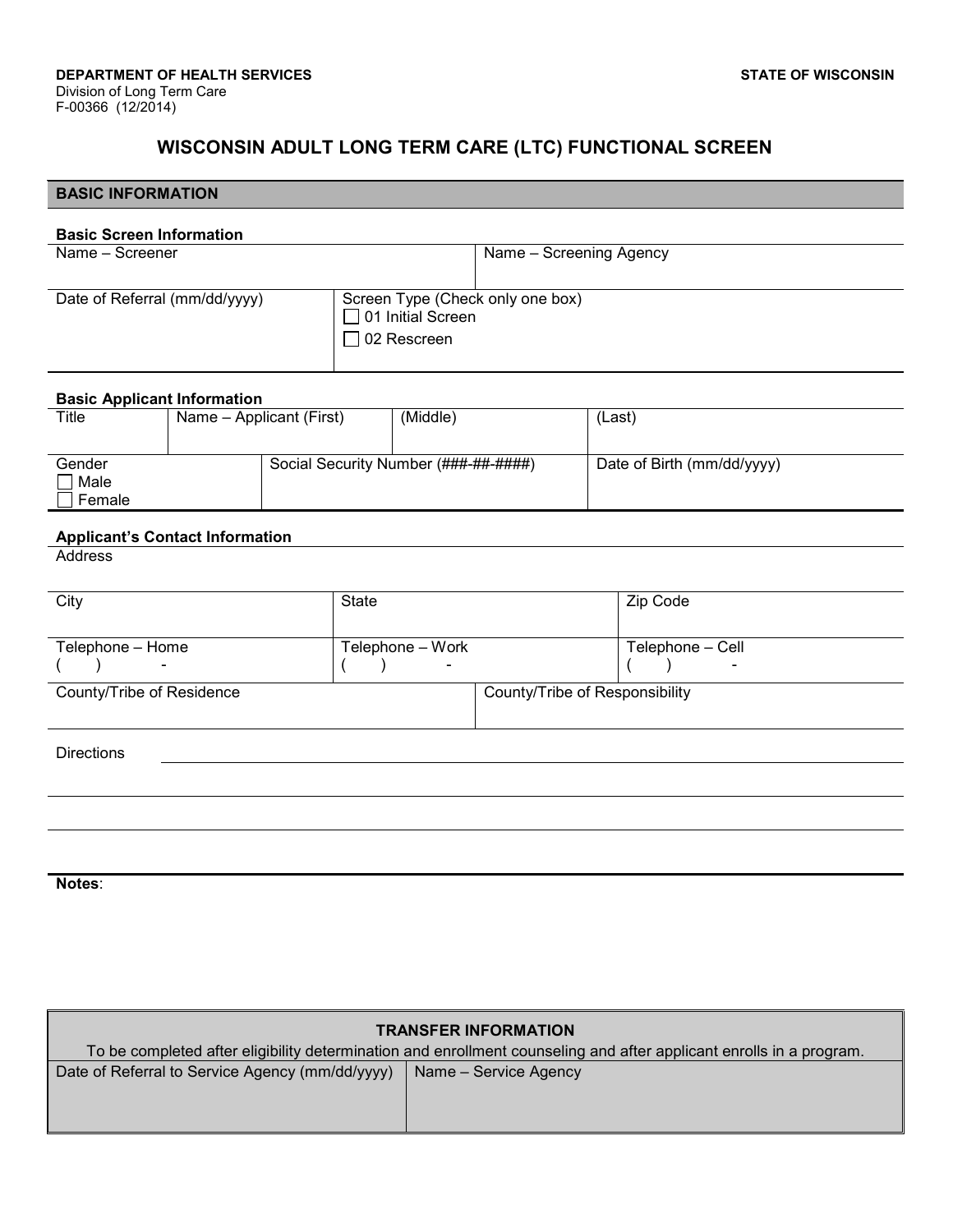**DEPARTMENT OF HEALTH SERVICES**
Division of Long Term Care
F-00366 (12/2014)

**STATE OF WISCONSIN**

# WISCONSIN ADULT LONG TERM CARE (LTC) FUNCTIONAL SCREEN

## BASIC INFORMATION

### Basic Screen Information

| Name – Screener | Name – Screening Agency |
|---|---|
| | |

| Date of Referral (mm/dd/yyyy) | Screen Type (Check only one box)<br>☐ 01 Initial Screen<br>☐ 02 Rescreen |
|---|---|
| | |

### Basic Applicant Information

| Title | Name – Applicant (First) | (Middle) | (Last) |
|---|---|---|---|
| | | | |

| Gender<br>☐ Male<br>☐ Female | Social Security Number (###-##-####) | Date of Birth (mm/dd/yyyy) |
|---|---|---|
| | | |

### Applicant's Contact Information

Address

| City | State | Zip Code |
|---|---|---|
| | | |

| Telephone – Home | Telephone – Work | Telephone – Cell |
|---|---|---|
| ( ) - | ( ) - | ( ) - |

| County/Tribe of Residence | County/Tribe of Responsibility |
|---|---|
| | |

Directions

**Notes**:

| TRANSFER INFORMATION | |
|---|---|
| To be completed after eligibility determination and enrollment counseling and after applicant enrolls in a program. | |
| Date of Referral to Service Agency (mm/dd/yyyy) | Name – Service Agency |
| | |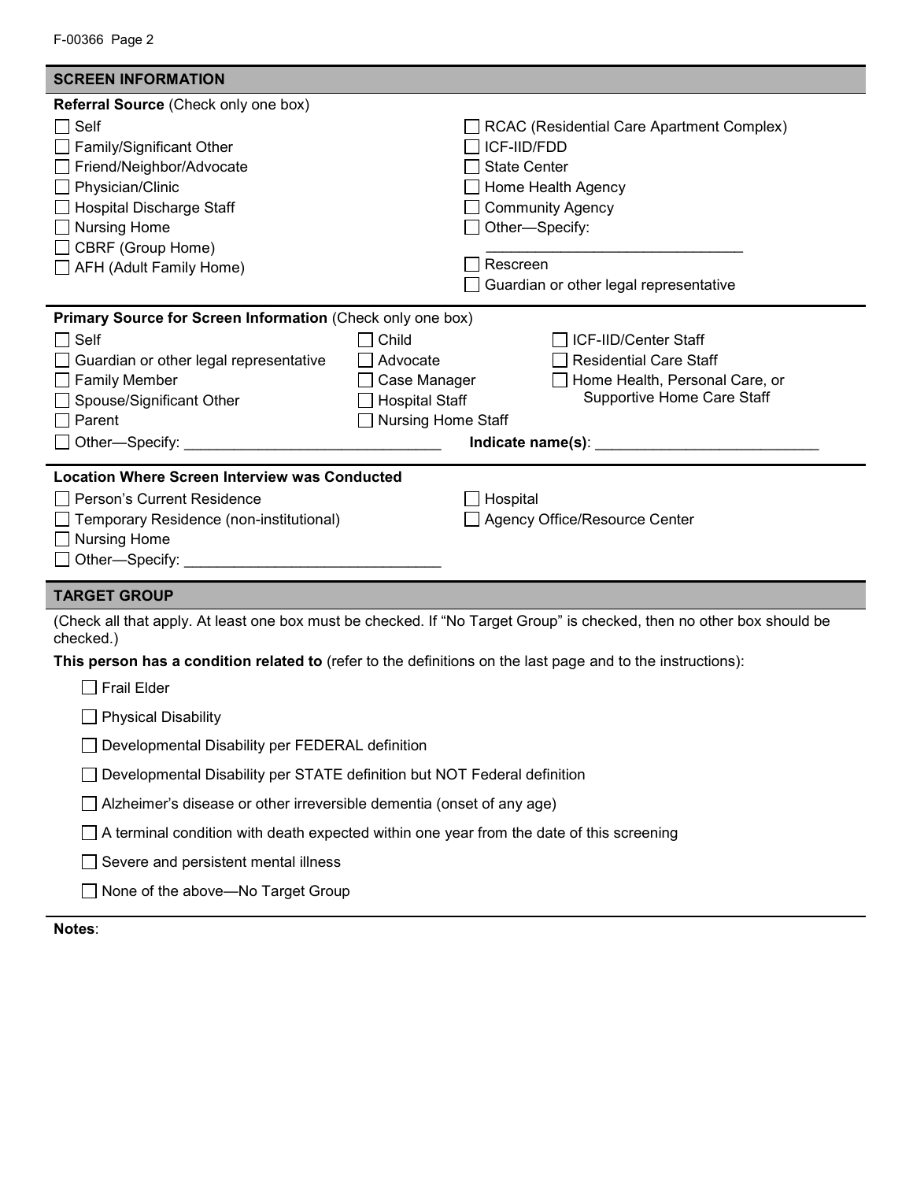## SCREEN INFORMATION

**Referral Source** (Check only one box)

- ☐ Self
- ☐ Family/Significant Other
- ☐ Friend/Neighbor/Advocate
- ☐ Physician/Clinic
- ☐ Hospital Discharge Staff
- ☐ Nursing Home
- ☐ CBRF (Group Home)
- ☐ AFH (Adult Family Home)
- ☐ RCAC (Residential Care Apartment Complex)
- ☐ ICF-IID/FDD
- ☐ State Center
- ☐ Home Health Agency
- ☐ Community Agency
- ☐ Other—Specify: ______________________________
- ☐ Rescreen
- ☐ Guardian or other legal representative

**Primary Source for Screen Information** (Check only one box)

- ☐ Self
- ☐ Guardian or other legal representative
- ☐ Family Member
- ☐ Spouse/Significant Other
- ☐ Parent
- ☐ Child
- ☐ Advocate
- ☐ Case Manager
- ☐ Hospital Staff
- ☐ Nursing Home Staff
- ☐ ICF-IID/Center Staff
- ☐ Residential Care Staff
- ☐ Home Health, Personal Care, or Supportive Home Care Staff
- ☐ Other—Specify: ______________________________

**Indicate name(s)**: ___________________________

**Location Where Screen Interview was Conducted**

- ☐ Person's Current Residence
- ☐ Temporary Residence (non-institutional)
- ☐ Nursing Home
- ☐ Other—Specify: ______________________________
- ☐ Hospital
- ☐ Agency Office/Resource Center

## TARGET GROUP

(Check all that apply. At least one box must be checked. If "No Target Group" is checked, then no other box should be checked.)

**This person has a condition related to** (refer to the definitions on the last page and to the instructions):

- ☐ Frail Elder
- ☐ Physical Disability
- ☐ Developmental Disability per FEDERAL definition
- ☐ Developmental Disability per STATE definition but NOT Federal definition
- ☐ Alzheimer's disease or other irreversible dementia (onset of any age)
- ☐ A terminal condition with death expected within one year from the date of this screening
- ☐ Severe and persistent mental illness
- ☐ None of the above—No Target Group

**Notes**: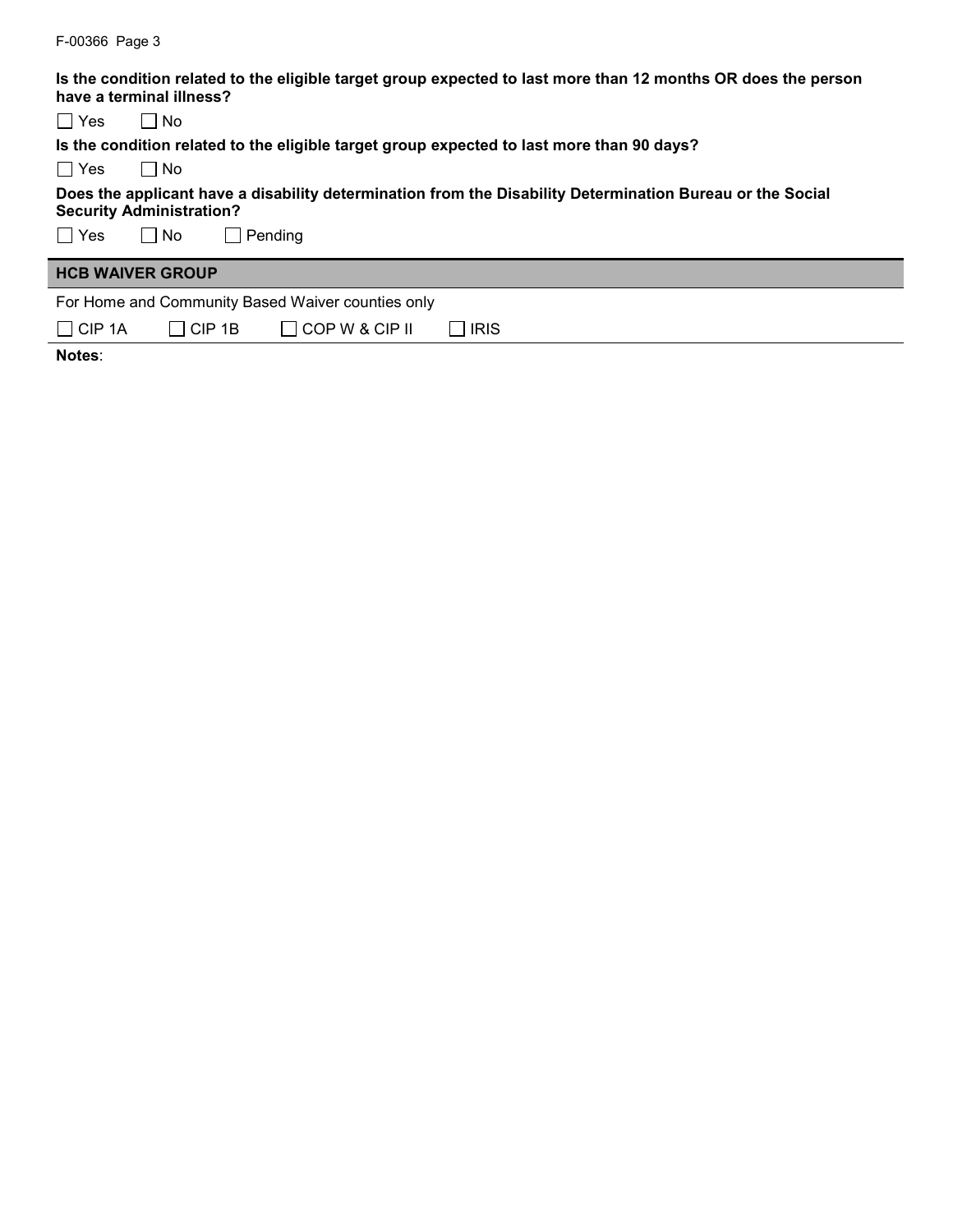**Is the condition related to the eligible target group expected to last more than 12 months OR does the person have a terminal illness?**

☐ Yes ☐ No

**Is the condition related to the eligible target group expected to last more than 90 days?**

☐ Yes ☐ No

**Does the applicant have a disability determination from the Disability Determination Bureau or the Social Security Administration?**

☐ Yes ☐ No ☐ Pending

## HCB WAIVER GROUP

For Home and Community Based Waiver counties only

☐ CIP 1A ☐ CIP 1B ☐ COP W & CIP II ☐ IRIS

**Notes**: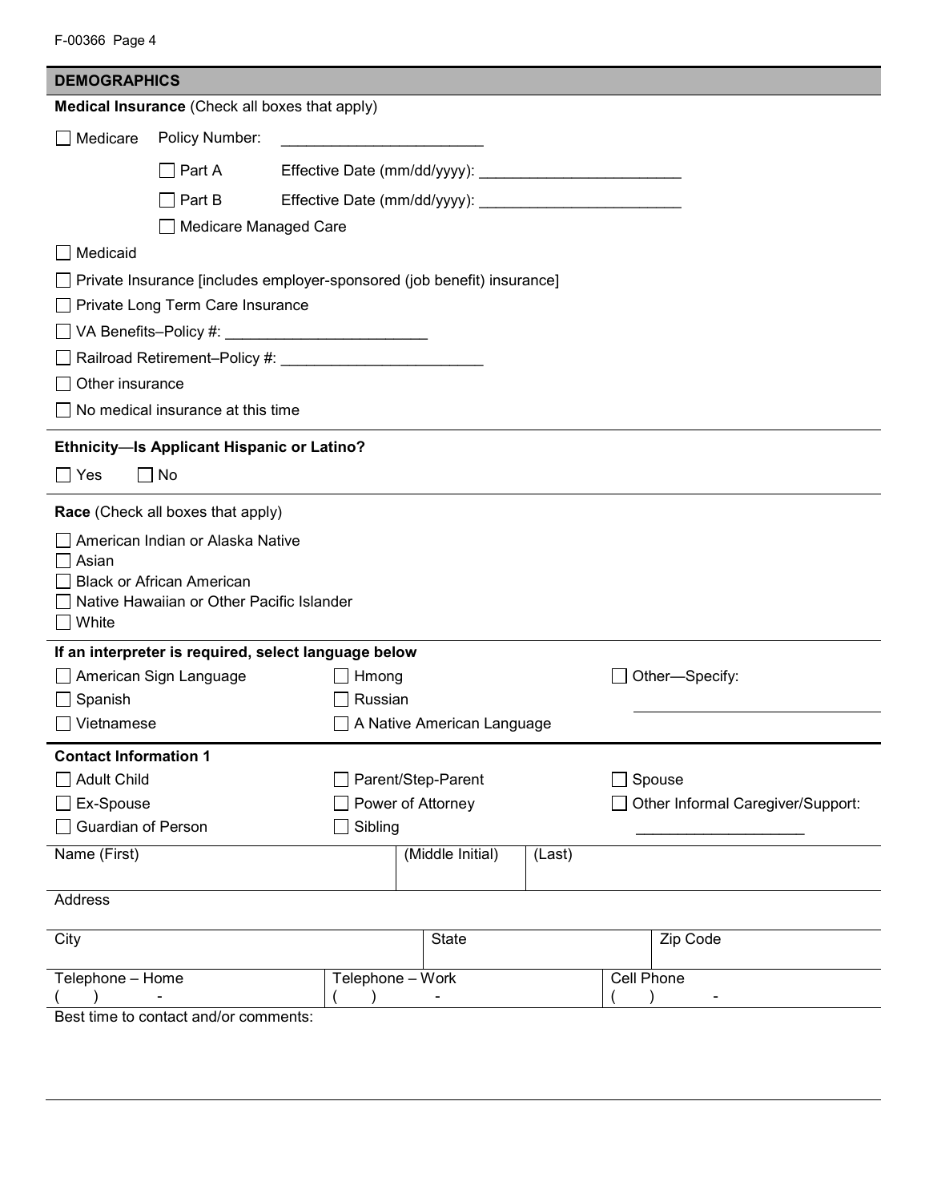## DEMOGRAPHICS

**Medical Insurance** (Check all boxes that apply)

- ☐ Medicare    Policy Number: ________________________
  - ☐ Part A    Effective Date (mm/dd/yyyy): ________________________
  - ☐ Part B    Effective Date (mm/dd/yyyy): ________________________
  - ☐ Medicare Managed Care
- ☐ Medicaid
- ☐ Private Insurance [includes employer-sponsored (job benefit) insurance]
- ☐ Private Long Term Care Insurance
- ☐ VA Benefits–Policy #: ________________________
- ☐ Railroad Retirement–Policy #: ________________________
- ☐ Other insurance
- ☐ No medical insurance at this time

**Ethnicity—Is Applicant Hispanic or Latino?**

☐ Yes    ☐ No

**Race** (Check all boxes that apply)

- ☐ American Indian or Alaska Native
- ☐ Asian
- ☐ Black or African American
- ☐ Native Hawaiian or Other Pacific Islander
- ☐ White

**If an interpreter is required, select language below**

| | | |
|---|---|---|
| ☐ American Sign Language | ☐ Hmong | ☐ Other—Specify: |
| ☐ Spanish | ☐ Russian | ________________________ |
| ☐ Vietnamese | ☐ A Native American Language | |

**Contact Information 1**

| | | |
|---|---|---|
| ☐ Adult Child | ☐ Parent/Step-Parent | ☐ Spouse |
| ☐ Ex-Spouse | ☐ Power of Attorney | ☐ Other Informal Caregiver/Support: |
| ☐ Guardian of Person | ☐ Sibling | ____________________ |

| Name (First) | (Middle Initial) | (Last) |
|---|---|---|
| | | |

| Address |
|---|
| |

| City | State | Zip Code |
|---|---|---|
| | | |

| Telephone – Home | Telephone – Work | Cell Phone |
|---|---|---|
| (   )   - | (   )   - | (   )   - |

Best time to contact and/or comments: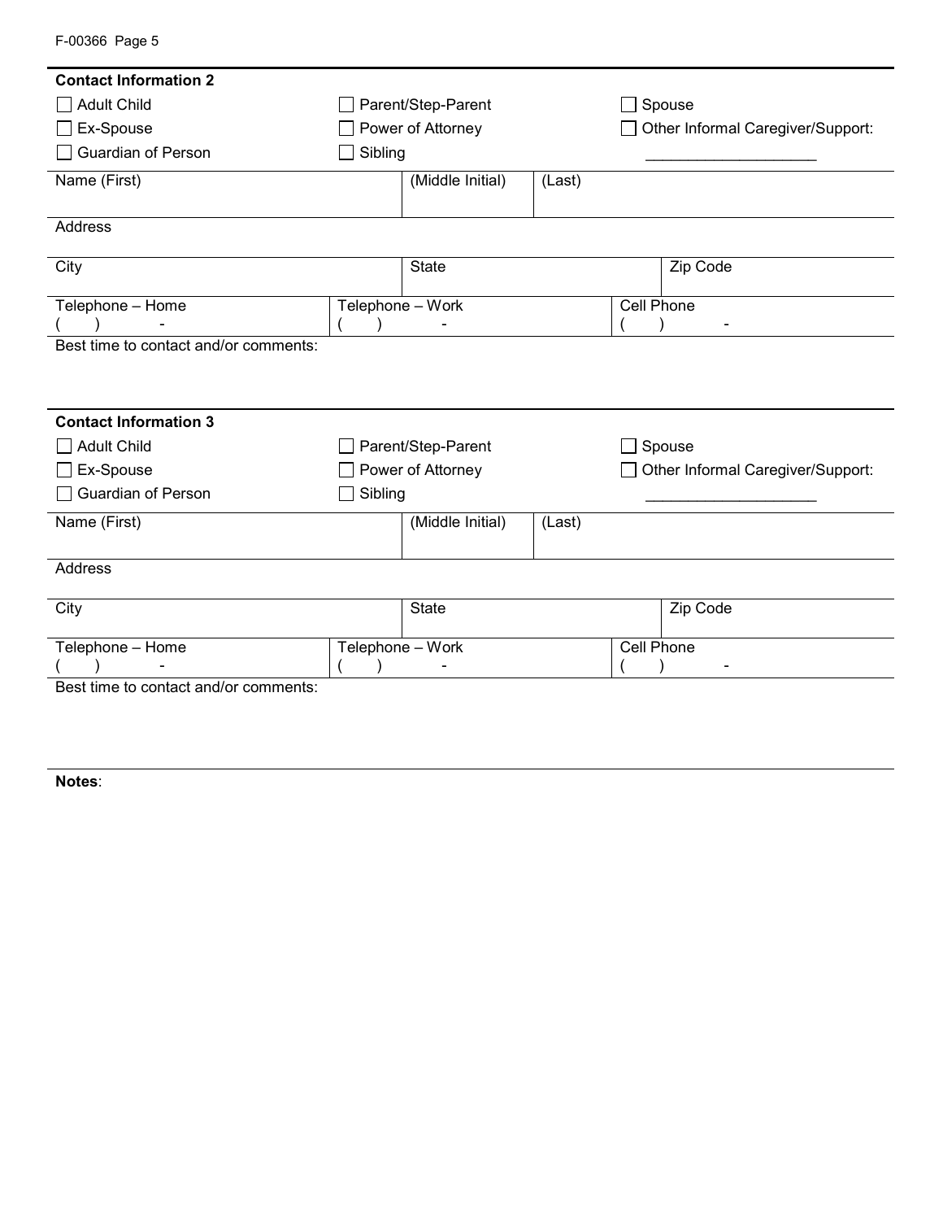**Contact Information 2**

☐ Adult Child ☐ Parent/Step-Parent ☐ Spouse
☐ Ex-Spouse ☐ Power of Attorney ☐ Other Informal Caregiver/Support: ____________________
☐ Guardian of Person ☐ Sibling

| Name (First) | (Middle Initial) | (Last) |
|---|---|---|
| | | |

| Address |
|---|
| |

| City | State | Zip Code |
|---|---|---|
| | | |

| Telephone – Home | Telephone – Work | Cell Phone |
|---|---|---|
| (   )   - | (   )   - | (   )   - |

Best time to contact and/or comments:

**Contact Information 3**

☐ Adult Child ☐ Parent/Step-Parent ☐ Spouse
☐ Ex-Spouse ☐ Power of Attorney ☐ Other Informal Caregiver/Support: ____________________
☐ Guardian of Person ☐ Sibling

| Name (First) | (Middle Initial) | (Last) |
|---|---|---|
| | | |

| Address |
|---|
| |

| City | State | Zip Code |
|---|---|---|
| | | |

| Telephone – Home | Telephone – Work | Cell Phone |
|---|---|---|
| (   )   - | (   )   - | (   )   - |

Best time to contact and/or comments:

**Notes**: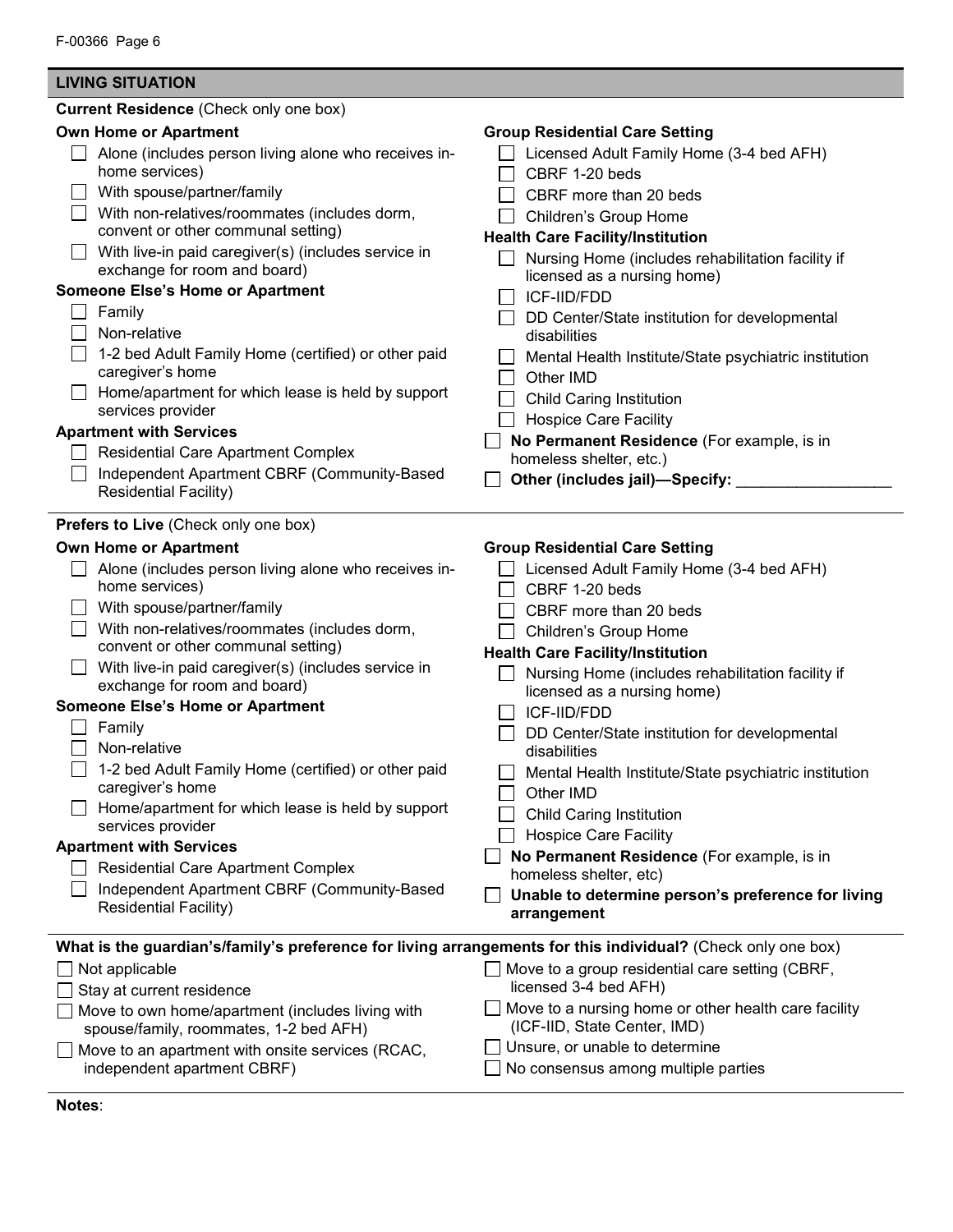## LIVING SITUATION

**Current Residence** (Check only one box)

**Own Home or Apartment**

- ☐ Alone (includes person living alone who receives in-home services)
- ☐ With spouse/partner/family
- ☐ With non-relatives/roommates (includes dorm, convent or other communal setting)
- ☐ With live-in paid caregiver(s) (includes service in exchange for room and board)

**Someone Else's Home or Apartment**

- ☐ Family
- ☐ Non-relative
- ☐ 1-2 bed Adult Family Home (certified) or other paid caregiver's home
- ☐ Home/apartment for which lease is held by support services provider

**Apartment with Services**

- ☐ Residential Care Apartment Complex
- ☐ Independent Apartment CBRF (Community-Based Residential Facility)

**Group Residential Care Setting**

- ☐ Licensed Adult Family Home (3-4 bed AFH)
- ☐ CBRF 1-20 beds
- ☐ CBRF more than 20 beds
- ☐ Children's Group Home

**Health Care Facility/Institution**

- ☐ Nursing Home (includes rehabilitation facility if licensed as a nursing home)
- ☐ ICF-IID/FDD
- ☐ DD Center/State institution for developmental disabilities
- ☐ Mental Health Institute/State psychiatric institution
- ☐ Other IMD
- ☐ Child Caring Institution
- ☐ Hospice Care Facility

☐ **No Permanent Residence** (For example, is in homeless shelter, etc.)

☐ **Other (includes jail)—Specify:** __________________

**Prefers to Live** (Check only one box)

**Own Home or Apartment**

- ☐ Alone (includes person living alone who receives in-home services)
- ☐ With spouse/partner/family
- ☐ With non-relatives/roommates (includes dorm, convent or other communal setting)
- ☐ With live-in paid caregiver(s) (includes service in exchange for room and board)

**Someone Else's Home or Apartment**

- ☐ Family
- ☐ Non-relative
- ☐ 1-2 bed Adult Family Home (certified) or other paid caregiver's home
- ☐ Home/apartment for which lease is held by support services provider

**Apartment with Services**

- ☐ Residential Care Apartment Complex
- ☐ Independent Apartment CBRF (Community-Based Residential Facility)

**Group Residential Care Setting**

- ☐ Licensed Adult Family Home (3-4 bed AFH)
- ☐ CBRF 1-20 beds
- ☐ CBRF more than 20 beds
- ☐ Children's Group Home

**Health Care Facility/Institution**

- ☐ Nursing Home (includes rehabilitation facility if licensed as a nursing home)
- ☐ ICF-IID/FDD
- ☐ DD Center/State institution for developmental disabilities
- ☐ Mental Health Institute/State psychiatric institution
- ☐ Other IMD
- ☐ Child Caring Institution
- ☐ Hospice Care Facility

☐ **No Permanent Residence** (For example, is in homeless shelter, etc)

☐ **Unable to determine person's preference for living arrangement**

**What is the guardian's/family's preference for living arrangements for this individual?** (Check only one box)

- ☐ Not applicable
- ☐ Stay at current residence
- ☐ Move to own home/apartment (includes living with spouse/family, roommates, 1-2 bed AFH)
- ☐ Move to an apartment with onsite services (RCAC, independent apartment CBRF)
- ☐ Move to a group residential care setting (CBRF, licensed 3-4 bed AFH)
- ☐ Move to a nursing home or other health care facility (ICF-IID, State Center, IMD)
- ☐ Unsure, or unable to determine
- ☐ No consensus among multiple parties

**Notes**: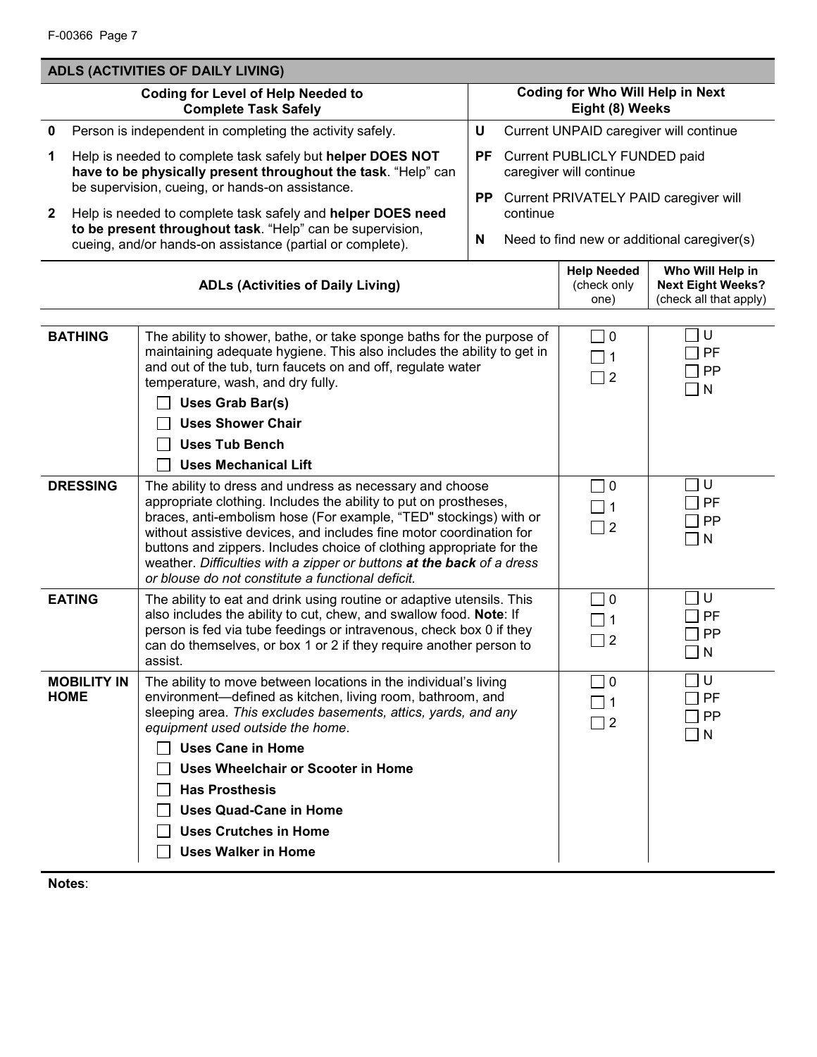## ADLS (ACTIVITIES OF DAILY LIVING)

| Coding for Level of Help Needed to Complete Task Safely | Coding for Who Will Help in Next Eight (8) Weeks |
|---|---|
| **0** Person is independent in completing the activity safely. | **U** Current UNPAID caregiver will continue |
| **1** Help is needed to complete task safely but **helper DOES NOT have to be physically present throughout the task**. "Help" can be supervision, cueing, or hands-on assistance. | **PF** Current PUBLICLY FUNDED paid caregiver will continue |
| **2** Help is needed to complete task safely and **helper DOES need to be present throughout task**. "Help" can be supervision, cueing, and/or hands-on assistance (partial or complete). | **PP** Current PRIVATELY PAID caregiver will continue |
| | **N** Need to find new or additional caregiver(s) |

| ADLs (Activities of Daily Living) | | Help Needed (check only one) | Who Will Help in Next Eight Weeks? (check all that apply) |
|---|---|---|---|
| **BATHING** | The ability to shower, bathe, or take sponge baths for the purpose of maintaining adequate hygiene. This also includes the ability to get in and out of the tub, turn faucets on and off, regulate water temperature, wash, and dry fully.<br>☐ **Uses Grab Bar(s)**<br>☐ **Uses Shower Chair**<br>☐ **Uses Tub Bench**<br>☐ **Uses Mechanical Lift** | ☐ 0<br>☐ 1<br>☐ 2 | ☐ U<br>☐ PF<br>☐ PP<br>☐ N |
| **DRESSING** | The ability to dress and undress as necessary and choose appropriate clothing. Includes the ability to put on prostheses, braces, anti-embolism hose (For example, "TED" stockings) with or without assistive devices, and includes fine motor coordination for buttons and zippers. Includes choice of clothing appropriate for the weather. *Difficulties with a zipper or buttons* ***at the back*** *of a dress or blouse do not constitute a functional deficit.* | ☐ 0<br>☐ 1<br>☐ 2 | ☐ U<br>☐ PF<br>☐ PP<br>☐ N |
| **EATING** | The ability to eat and drink using routine or adaptive utensils. This also includes the ability to cut, chew, and swallow food. **Note**: If person is fed via tube feedings or intravenous, check box 0 if they can do themselves, or box 1 or 2 if they require another person to assist. | ☐ 0<br>☐ 1<br>☐ 2 | ☐ U<br>☐ PF<br>☐ PP<br>☐ N |
| **MOBILITY IN HOME** | The ability to move between locations in the individual's living environment—defined as kitchen, living room, bathroom, and sleeping area. *This excludes basements, attics, yards, and any equipment used outside the home*.<br>☐ **Uses Cane in Home**<br>☐ **Uses Wheelchair or Scooter in Home**<br>☐ **Has Prosthesis**<br>☐ **Uses Quad-Cane in Home**<br>☐ **Uses Crutches in Home**<br>☐ **Uses Walker in Home** | ☐ 0<br>☐ 1<br>☐ 2 | ☐ U<br>☐ PF<br>☐ PP<br>☐ N |

**Notes**: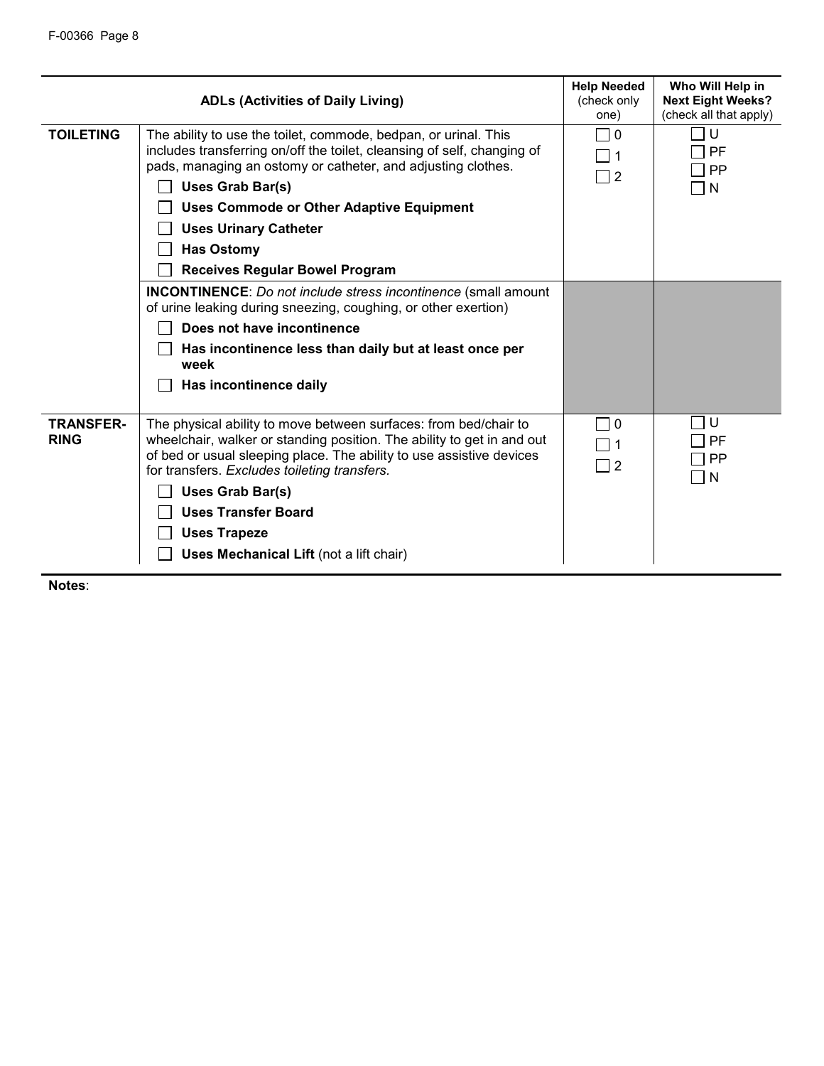| ADLs (Activities of Daily Living) | | Help Needed (check only one) | Who Will Help in Next Eight Weeks? (check all that apply) |
|---|---|---|---|
| **TOILETING** | The ability to use the toilet, commode, bedpan, or urinal. This includes transferring on/off the toilet, cleansing of self, changing of pads, managing an ostomy or catheter, and adjusting clothes.<br>☐ **Uses Grab Bar(s)**<br>☐ **Uses Commode or Other Adaptive Equipment**<br>☐ **Uses Urinary Catheter**<br>☐ **Has Ostomy**<br>☐ **Receives Regular Bowel Program** | ☐ 0<br>☐ 1<br>☐ 2 | ☐ U<br>☐ PF<br>☐ PP<br>☐ N |
| | **INCONTINENCE**: *Do not include stress incontinence* (small amount of urine leaking during sneezing, coughing, or other exertion)<br>☐ **Does not have incontinence**<br>☐ **Has incontinence less than daily but at least once per week**<br>☐ **Has incontinence daily** | | |
| **TRANSFER-RING** | The physical ability to move between surfaces: from bed/chair to wheelchair, walker or standing position. The ability to get in and out of bed or usual sleeping place. The ability to use assistive devices for transfers. *Excludes toileting transfers.*<br>☐ **Uses Grab Bar(s)**<br>☐ **Uses Transfer Board**<br>☐ **Uses Trapeze**<br>☐ **Uses Mechanical Lift** (not a lift chair) | ☐ 0<br>☐ 1<br>☐ 2 | ☐ U<br>☐ PF<br>☐ PP<br>☐ N |

**Notes**: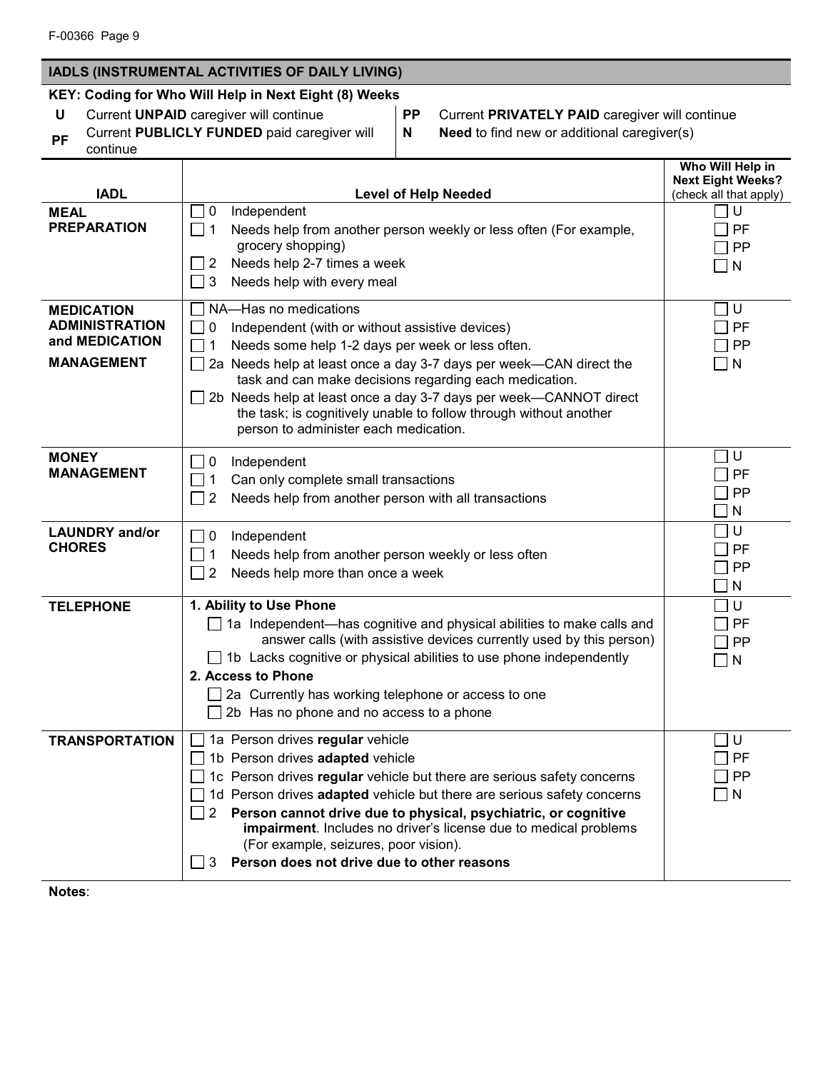## IADLS (INSTRUMENTAL ACTIVITIES OF DAILY LIVING)

**KEY: Coding for Who Will Help in Next Eight (8) Weeks**

| | | | |
|---|---|---|---|
| **U** | Current **UNPAID** caregiver will continue | **PP** | Current **PRIVATELY PAID** caregiver will continue |
| **PF** | Current **PUBLICLY FUNDED** paid caregiver will continue | **N** | **Need** to find new or additional caregiver(s) |

| IADL | Level of Help Needed | Who Will Help in Next Eight Weeks? (check all that apply) |
|---|---|---|
| **MEAL PREPARATION** | ☐ 0 Independent<br>☐ 1 Needs help from another person weekly or less often (For example, grocery shopping)<br>☐ 2 Needs help 2-7 times a week<br>☐ 3 Needs help with every meal | ☐ U<br>☐ PF<br>☐ PP<br>☐ N |
| **MEDICATION ADMINISTRATION and MEDICATION MANAGEMENT** | ☐ NA—Has no medications<br>☐ 0 Independent (with or without assistive devices)<br>☐ 1 Needs some help 1-2 days per week or less often.<br>☐ 2a Needs help at least once a day 3-7 days per week—CAN direct the task and can make decisions regarding each medication.<br>☐ 2b Needs help at least once a day 3-7 days per week—CANNOT direct the task; is cognitively unable to follow through without another person to administer each medication. | ☐ U<br>☐ PF<br>☐ PP<br>☐ N |
| **MONEY MANAGEMENT** | ☐ 0 Independent<br>☐ 1 Can only complete small transactions<br>☐ 2 Needs help from another person with all transactions | ☐ U<br>☐ PF<br>☐ PP<br>☐ N |
| **LAUNDRY and/or CHORES** | ☐ 0 Independent<br>☐ 1 Needs help from another person weekly or less often<br>☐ 2 Needs help more than once a week | ☐ U<br>☐ PF<br>☐ PP<br>☐ N |
| **TELEPHONE** | **1. Ability to Use Phone**<br>☐ 1a Independent—has cognitive and physical abilities to make calls and answer calls (with assistive devices currently used by this person)<br>☐ 1b Lacks cognitive or physical abilities to use phone independently<br>**2. Access to Phone**<br>☐ 2a Currently has working telephone or access to one<br>☐ 2b Has no phone and no access to a phone | ☐ U<br>☐ PF<br>☐ PP<br>☐ N |
| **TRANSPORTATION** | ☐ 1a Person drives **regular** vehicle<br>☐ 1b Person drives **adapted** vehicle<br>☐ 1c Person drives **regular** vehicle but there are serious safety concerns<br>☐ 1d Person drives **adapted** vehicle but there are serious safety concerns<br>☐ 2 **Person cannot drive due to physical, psychiatric, or cognitive impairment**. Includes no driver's license due to medical problems (For example, seizures, poor vision).<br>☐ 3 **Person does not drive due to other reasons** | ☐ U<br>☐ PF<br>☐ PP<br>☐ N |

**Notes**: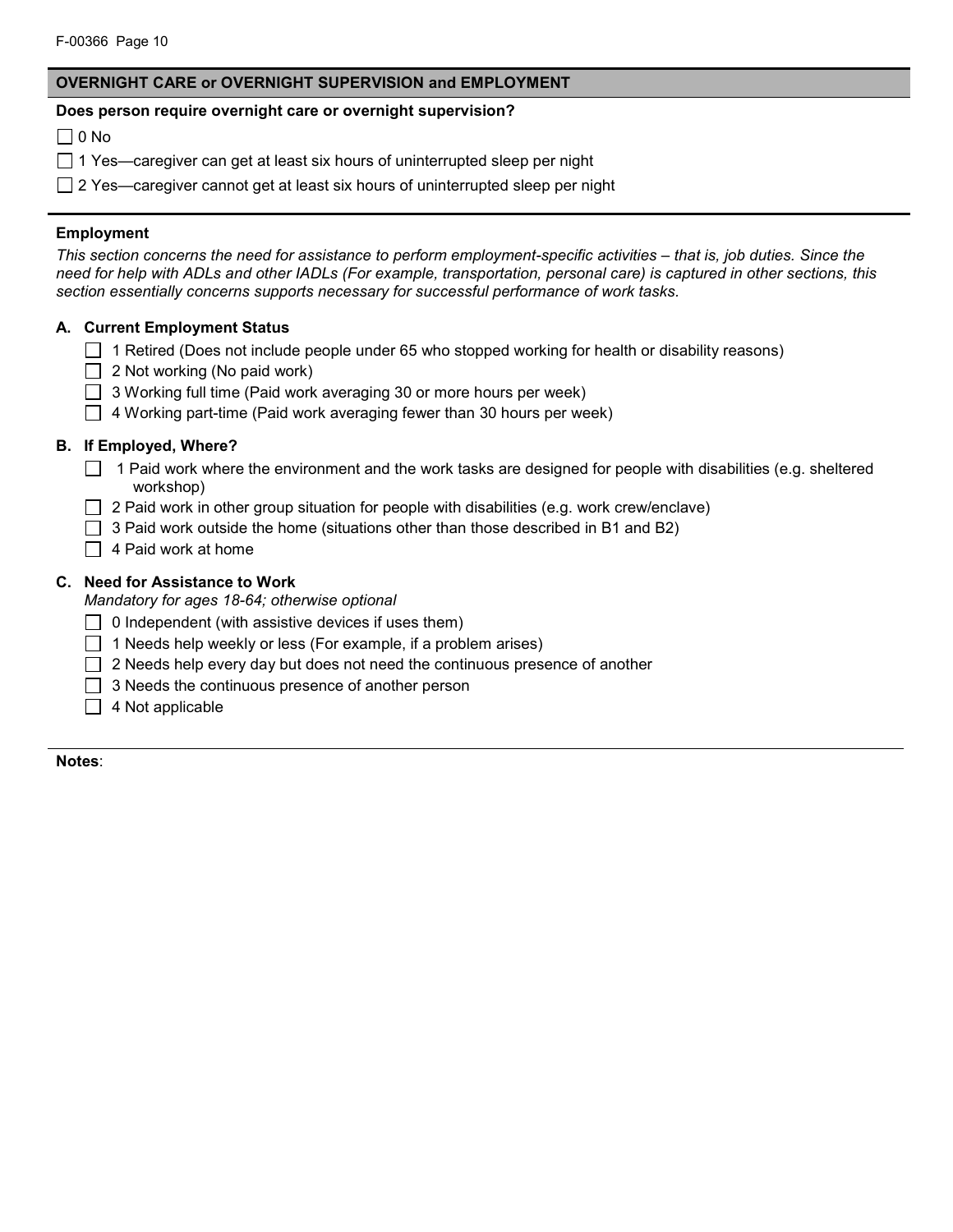## OVERNIGHT CARE or OVERNIGHT SUPERVISION and EMPLOYMENT

**Does person require overnight care or overnight supervision?**

- ☐ 0 No
- ☐ 1 Yes—caregiver can get at least six hours of uninterrupted sleep per night
- ☐ 2 Yes—caregiver cannot get at least six hours of uninterrupted sleep per night

### Employment

*This section concerns the need for assistance to perform employment-specific activities – that is, job duties. Since the need for help with ADLs and other IADLs (For example, transportation, personal care) is captured in other sections, this section essentially concerns supports necessary for successful performance of work tasks.*

**A. Current Employment Status**

- ☐ 1 Retired (Does not include people under 65 who stopped working for health or disability reasons)
- ☐ 2 Not working (No paid work)
- ☐ 3 Working full time (Paid work averaging 30 or more hours per week)
- ☐ 4 Working part-time (Paid work averaging fewer than 30 hours per week)

**B. If Employed, Where?**

- ☐ 1 Paid work where the environment and the work tasks are designed for people with disabilities (e.g. sheltered workshop)
- ☐ 2 Paid work in other group situation for people with disabilities (e.g. work crew/enclave)
- ☐ 3 Paid work outside the home (situations other than those described in B1 and B2)
- ☐ 4 Paid work at home

**C. Need for Assistance to Work**

*Mandatory for ages 18-64; otherwise optional*

- ☐ 0 Independent (with assistive devices if uses them)
- ☐ 1 Needs help weekly or less (For example, if a problem arises)
- ☐ 2 Needs help every day but does not need the continuous presence of another
- ☐ 3 Needs the continuous presence of another person
- ☐ 4 Not applicable

**Notes**: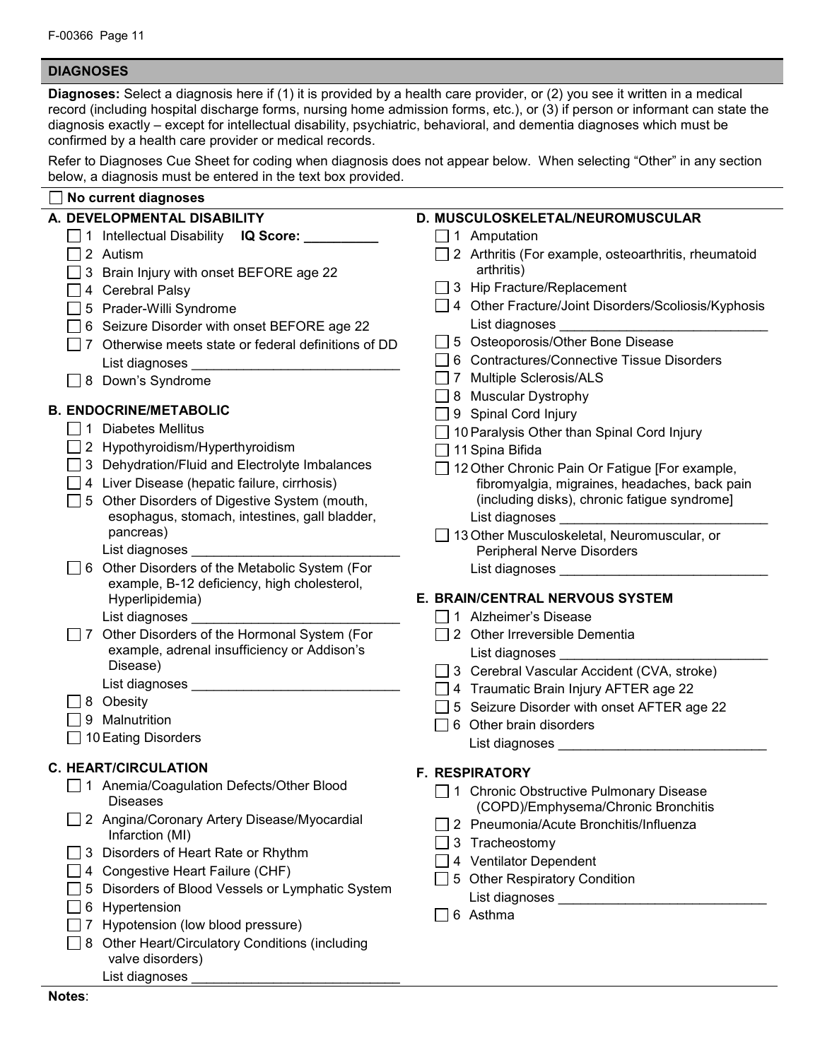## DIAGNOSES

**Diagnoses:** Select a diagnosis here if (1) it is provided by a health care provider, or (2) you see it written in a medical record (including hospital discharge forms, nursing home admission forms, etc.), or (3) if person or informant can state the diagnosis exactly – except for intellectual disability, psychiatric, behavioral, and dementia diagnoses which must be confirmed by a health care provider or medical records.

Refer to Diagnoses Cue Sheet for coding when diagnosis does not appear below. When selecting "Other" in any section below, a diagnosis must be entered in the text box provided.

☐ **No current diagnoses**

### A. DEVELOPMENTAL DISABILITY

- ☐ 1 Intellectual Disability **IQ Score: __________**
- ☐ 2 Autism
- ☐ 3 Brain Injury with onset BEFORE age 22
- ☐ 4 Cerebral Palsy
- ☐ 5 Prader-Willi Syndrome
- ☐ 6 Seizure Disorder with onset BEFORE age 22
- ☐ 7 Otherwise meets state or federal definitions of DD
  List diagnoses ____________________________
- ☐ 8 Down's Syndrome

### B. ENDOCRINE/METABOLIC

- ☐ 1 Diabetes Mellitus
- ☐ 2 Hypothyroidism/Hyperthyroidism
- ☐ 3 Dehydration/Fluid and Electrolyte Imbalances
- ☐ 4 Liver Disease (hepatic failure, cirrhosis)
- ☐ 5 Other Disorders of Digestive System (mouth, esophagus, stomach, intestines, gall bladder, pancreas)
  List diagnoses ____________________________
- ☐ 6 Other Disorders of the Metabolic System (For example, B-12 deficiency, high cholesterol, Hyperlipidemia)
  List diagnoses ____________________________
- ☐ 7 Other Disorders of the Hormonal System (For example, adrenal insufficiency or Addison's Disease)
  List diagnoses ____________________________
- ☐ 8 Obesity
- ☐ 9 Malnutrition
- ☐ 10 Eating Disorders

### C. HEART/CIRCULATION

- ☐ 1 Anemia/Coagulation Defects/Other Blood Diseases
- ☐ 2 Angina/Coronary Artery Disease/Myocardial Infarction (MI)
- ☐ 3 Disorders of Heart Rate or Rhythm
- ☐ 4 Congestive Heart Failure (CHF)
- ☐ 5 Disorders of Blood Vessels or Lymphatic System
- ☐ 6 Hypertension
- ☐ 7 Hypotension (low blood pressure)
- ☐ 8 Other Heart/Circulatory Conditions (including valve disorders)
  List diagnoses ____________________________

### D. MUSCULOSKELETAL/NEUROMUSCULAR

- ☐ 1 Amputation
- ☐ 2 Arthritis (For example, osteoarthritis, rheumatoid arthritis)
- ☐ 3 Hip Fracture/Replacement
- ☐ 4 Other Fracture/Joint Disorders/Scoliosis/Kyphosis
  List diagnoses ____________________________
- ☐ 5 Osteoporosis/Other Bone Disease
- ☐ 6 Contractures/Connective Tissue Disorders
- ☐ 7 Multiple Sclerosis/ALS
- ☐ 8 Muscular Dystrophy
- ☐ 9 Spinal Cord Injury
- ☐ 10 Paralysis Other than Spinal Cord Injury
- ☐ 11 Spina Bifida
- ☐ 12 Other Chronic Pain Or Fatigue [For example, fibromyalgia, migraines, headaches, back pain (including disks), chronic fatigue syndrome]
  List diagnoses ____________________________
- ☐ 13 Other Musculoskeletal, Neuromuscular, or Peripheral Nerve Disorders
  List diagnoses ____________________________

### E. BRAIN/CENTRAL NERVOUS SYSTEM

- ☐ 1 Alzheimer's Disease
- ☐ 2 Other Irreversible Dementia
  List diagnoses ____________________________
- ☐ 3 Cerebral Vascular Accident (CVA, stroke)
- ☐ 4 Traumatic Brain Injury AFTER age 22
- ☐ 5 Seizure Disorder with onset AFTER age 22
- ☐ 6 Other brain disorders
  List diagnoses ____________________________

### F. RESPIRATORY

- ☐ 1 Chronic Obstructive Pulmonary Disease (COPD)/Emphysema/Chronic Bronchitis
- ☐ 2 Pneumonia/Acute Bronchitis/Influenza
- ☐ 3 Tracheostomy
- ☐ 4 Ventilator Dependent
- ☐ 5 Other Respiratory Condition
  List diagnoses ____________________________
- ☐ 6 Asthma

**Notes**: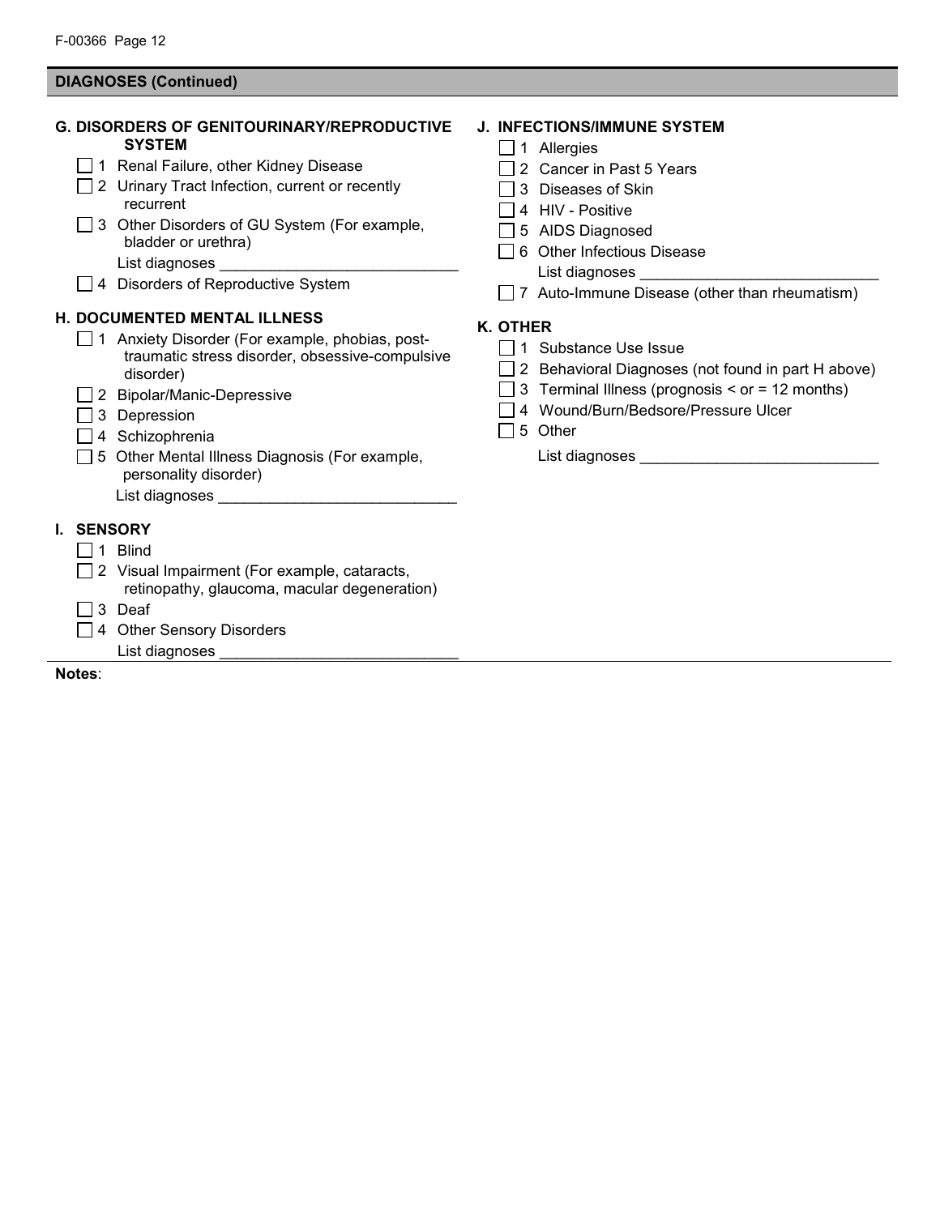## DIAGNOSES (Continued)

### G. DISORDERS OF GENITOURINARY/REPRODUCTIVE SYSTEM

- ☐ 1 Renal Failure, other Kidney Disease
- ☐ 2 Urinary Tract Infection, current or recently recurrent
- ☐ 3 Other Disorders of GU System (For example, bladder or urethra)
  List diagnoses ____________________________
- ☐ 4 Disorders of Reproductive System

### H. DOCUMENTED MENTAL ILLNESS

- ☐ 1 Anxiety Disorder (For example, phobias, post-traumatic stress disorder, obsessive-compulsive disorder)
- ☐ 2 Bipolar/Manic-Depressive
- ☐ 3 Depression
- ☐ 4 Schizophrenia
- ☐ 5 Other Mental Illness Diagnosis (For example, personality disorder)
  List diagnoses ____________________________

### I. SENSORY

- ☐ 1 Blind
- ☐ 2 Visual Impairment (For example, cataracts, retinopathy, glaucoma, macular degeneration)
- ☐ 3 Deaf
- ☐ 4 Other Sensory Disorders
  List diagnoses ____________________________

### J. INFECTIONS/IMMUNE SYSTEM

- ☐ 1 Allergies
- ☐ 2 Cancer in Past 5 Years
- ☐ 3 Diseases of Skin
- ☐ 4 HIV - Positive
- ☐ 5 AIDS Diagnosed
- ☐ 6 Other Infectious Disease
  List diagnoses ____________________________
- ☐ 7 Auto-Immune Disease (other than rheumatism)

### K. OTHER

- ☐ 1 Substance Use Issue
- ☐ 2 Behavioral Diagnoses (not found in part H above)
- ☐ 3 Terminal Illness (prognosis < or = 12 months)
- ☐ 4 Wound/Burn/Bedsore/Pressure Ulcer
- ☐ 5 Other
  List diagnoses ____________________________

**Notes**: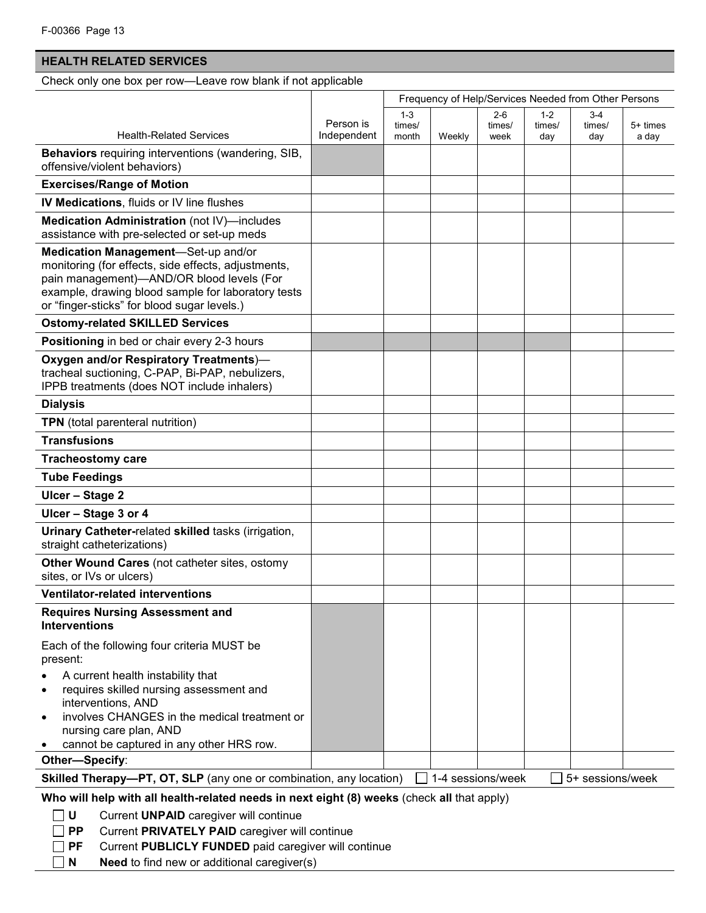## HEALTH RELATED SERVICES

Check only one box per row—Leave row blank if not applicable

| Health-Related Services | Person is Independent | Frequency of Help/Services Needed from Other Persons | | | | | |
|---|---|---|---|---|---|---|---|
| | | 1-3 times/ month | Weekly | 2-6 times/ week | 1-2 times/ day | 3-4 times/ day | 5+ times a day |
| **Behaviors** requiring interventions (wandering, SIB, offensive/violent behaviors) | | | | | | | |
| **Exercises/Range of Motion** | | | | | | | |
| **IV Medications**, fluids or IV line flushes | | | | | | | |
| **Medication Administration** (not IV)—includes assistance with pre-selected or set-up meds | | | | | | | |
| **Medication Management**—Set-up and/or monitoring (for effects, side effects, adjustments, pain management)—AND/OR blood levels (For example, drawing blood sample for laboratory tests or "finger-sticks" for blood sugar levels.) | | | | | | | |
| **Ostomy-related SKILLED Services** | | | | | | | |
| **Positioning** in bed or chair every 2-3 hours | | | | | | | |
| **Oxygen and/or Respiratory Treatments**)—tracheal suctioning, C-PAP, Bi-PAP, nebulizers, IPPB treatments (does NOT include inhalers) | | | | | | | |
| **Dialysis** | | | | | | | |
| **TPN** (total parenteral nutrition) | | | | | | | |
| **Transfusions** | | | | | | | |
| **Tracheostomy care** | | | | | | | |
| **Tube Feedings** | | | | | | | |
| **Ulcer – Stage 2** | | | | | | | |
| **Ulcer – Stage 3 or 4** | | | | | | | |
| **Urinary Catheter-**related **skilled** tasks (irrigation, straight catheterizations) | | | | | | | |
| **Other Wound Cares** (not catheter sites, ostomy sites, or IVs or ulcers) | | | | | | | |
| **Ventilator-related interventions** | | | | | | | |
| **Requires Nursing Assessment and Interventions**<br><br>Each of the following four criteria MUST be present:<br>• A current health instability that<br>• requires skilled nursing assessment and interventions, AND<br>• involves CHANGES in the medical treatment or nursing care plan, AND<br>• cannot be captured in any other HRS row. | | | | | | | |
| **Other—Specify**: | | | | | | | |

**Skilled Therapy—PT, OT, SLP** (any one or combination, any location) ☐ 1-4 sessions/week ☐ 5+ sessions/week

**Who will help with all health-related needs in next eight (8) weeks** (check **all** that apply)

- ☐ **U** Current **UNPAID** caregiver will continue
- ☐ **PP** Current **PRIVATELY PAID** caregiver will continue
- ☐ **PF** Current **PUBLICLY FUNDED** paid caregiver will continue
- ☐ **N** **Need** to find new or additional caregiver(s)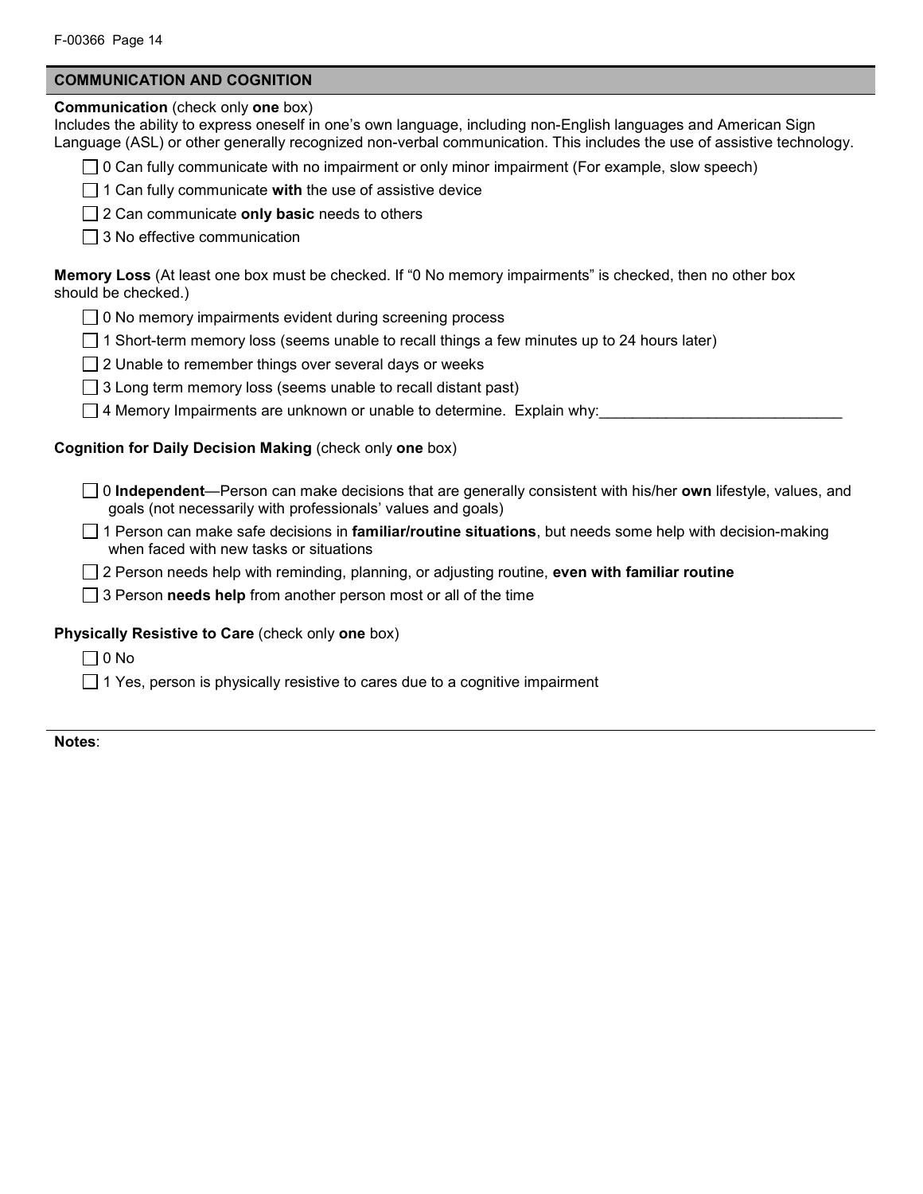## COMMUNICATION AND COGNITION

**Communication** (check only **one** box)
Includes the ability to express oneself in one's own language, including non-English languages and American Sign Language (ASL) or other generally recognized non-verbal communication. This includes the use of assistive technology.

- ☐ 0 Can fully communicate with no impairment or only minor impairment (For example, slow speech)
- ☐ 1 Can fully communicate **with** the use of assistive device
- ☐ 2 Can communicate **only basic** needs to others
- ☐ 3 No effective communication

**Memory Loss** (At least one box must be checked. If "0 No memory impairments" is checked, then no other box should be checked.)

- ☐ 0 No memory impairments evident during screening process
- ☐ 1 Short-term memory loss (seems unable to recall things a few minutes up to 24 hours later)
- ☐ 2 Unable to remember things over several days or weeks
- ☐ 3 Long term memory loss (seems unable to recall distant past)
- ☐ 4 Memory Impairments are unknown or unable to determine. Explain why:______________________________

**Cognition for Daily Decision Making** (check only **one** box)

- ☐ 0 **Independent**—Person can make decisions that are generally consistent with his/her **own** lifestyle, values, and goals (not necessarily with professionals' values and goals)
- ☐ 1 Person can make safe decisions in **familiar/routine situations**, but needs some help with decision-making when faced with new tasks or situations
- ☐ 2 Person needs help with reminding, planning, or adjusting routine, **even with familiar routine**
- ☐ 3 Person **needs help** from another person most or all of the time

**Physically Resistive to Care** (check only **one** box)

- ☐ 0 No
- ☐ 1 Yes, person is physically resistive to cares due to a cognitive impairment

---

**Notes**: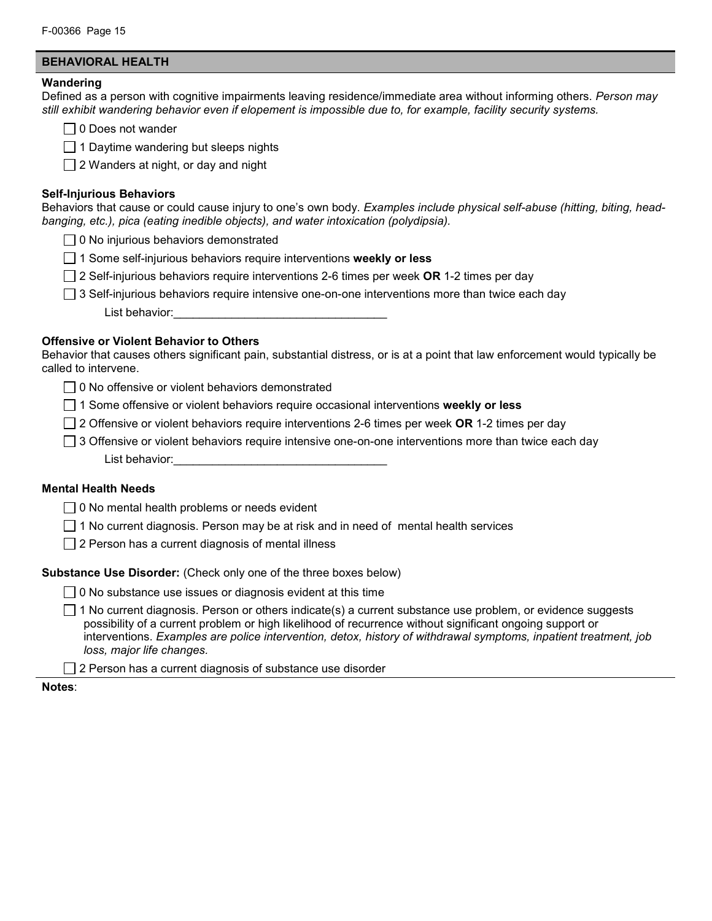## BEHAVIORAL HEALTH

**Wandering**

Defined as a person with cognitive impairments leaving residence/immediate area without informing others. *Person may still exhibit wandering behavior even if elopement is impossible due to, for example, facility security systems.*

- ☐ 0 Does not wander
- ☐ 1 Daytime wandering but sleeps nights
- ☐ 2 Wanders at night, or day and night

**Self-Injurious Behaviors**

Behaviors that cause or could cause injury to one's own body. *Examples include physical self-abuse (hitting, biting, head-banging, etc.), pica (eating inedible objects), and water intoxication (polydipsia).*

- ☐ 0 No injurious behaviors demonstrated
- ☐ 1 Some self-injurious behaviors require interventions **weekly or less**
- ☐ 2 Self-injurious behaviors require interventions 2-6 times per week **OR** 1-2 times per day
- ☐ 3 Self-injurious behaviors require intensive one-on-one interventions more than twice each day

  List behavior:_________________________________

**Offensive or Violent Behavior to Others**

Behavior that causes others significant pain, substantial distress, or is at a point that law enforcement would typically be called to intervene.

- ☐ 0 No offensive or violent behaviors demonstrated
- ☐ 1 Some offensive or violent behaviors require occasional interventions **weekly or less**
- ☐ 2 Offensive or violent behaviors require interventions 2-6 times per week **OR** 1-2 times per day
- ☐ 3 Offensive or violent behaviors require intensive one-on-one interventions more than twice each day

  List behavior:_________________________________

**Mental Health Needs**

- ☐ 0 No mental health problems or needs evident
- ☐ 1 No current diagnosis. Person may be at risk and in need of mental health services
- ☐ 2 Person has a current diagnosis of mental illness

**Substance Use Disorder:** (Check only one of the three boxes below)

- ☐ 0 No substance use issues or diagnosis evident at this time
- ☐ 1 No current diagnosis. Person or others indicate(s) a current substance use problem, or evidence suggests possibility of a current problem or high likelihood of recurrence without significant ongoing support or interventions. *Examples are police intervention, detox, history of withdrawal symptoms, inpatient treatment, job loss, major life changes.*
- ☐ 2 Person has a current diagnosis of substance use disorder

**Notes**: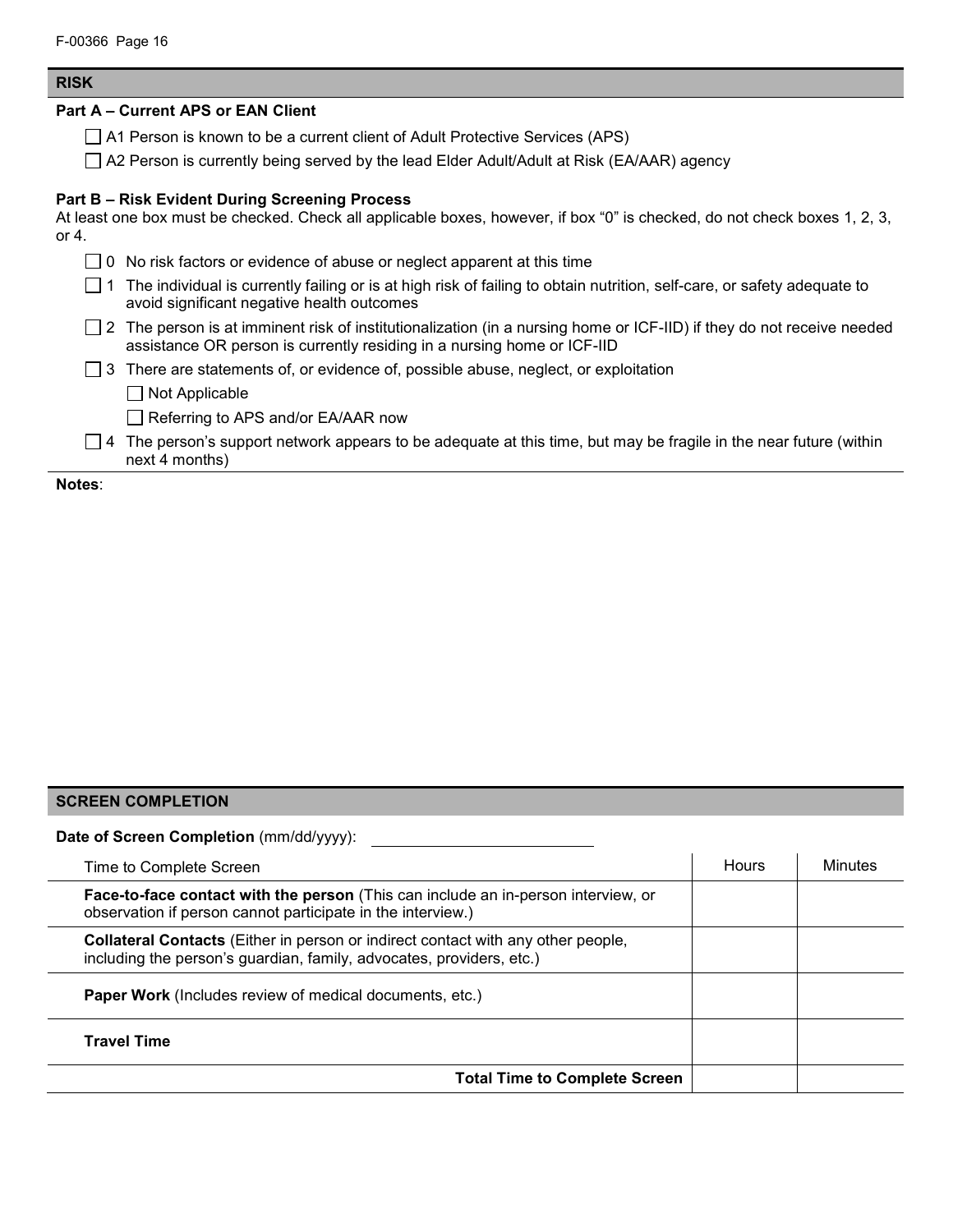## RISK

### Part A – Current APS or EAN Client

- ☐ A1 Person is known to be a current client of Adult Protective Services (APS)
- ☐ A2 Person is currently being served by the lead Elder Adult/Adult at Risk (EA/AAR) agency

### Part B – Risk Evident During Screening Process

At least one box must be checked. Check all applicable boxes, however, if box "0" is checked, do not check boxes 1, 2, 3, or 4.

- ☐ 0 No risk factors or evidence of abuse or neglect apparent at this time
- ☐ 1 The individual is currently failing or is at high risk of failing to obtain nutrition, self-care, or safety adequate to avoid significant negative health outcomes
- ☐ 2 The person is at imminent risk of institutionalization (in a nursing home or ICF-IID) if they do not receive needed assistance OR person is currently residing in a nursing home or ICF-IID
- ☐ 3 There are statements of, or evidence of, possible abuse, neglect, or exploitation
  - ☐ Not Applicable
  - ☐ Referring to APS and/or EA/AAR now
- ☐ 4 The person's support network appears to be adequate at this time, but may be fragile in the near future (within next 4 months)

**Notes**:

## SCREEN COMPLETION

**Date of Screen Completion** (mm/dd/yyyy): ______________________

| Time to Complete Screen | Hours | Minutes |
|---|---|---|
| **Face-to-face contact with the person** (This can include an in-person interview, or observation if person cannot participate in the interview.) | | |
| **Collateral Contacts** (Either in person or indirect contact with any other people, including the person's guardian, family, advocates, providers, etc.) | | |
| **Paper Work** (Includes review of medical documents, etc.) | | |
| **Travel Time** | | |
| **Total Time to Complete Screen** | | |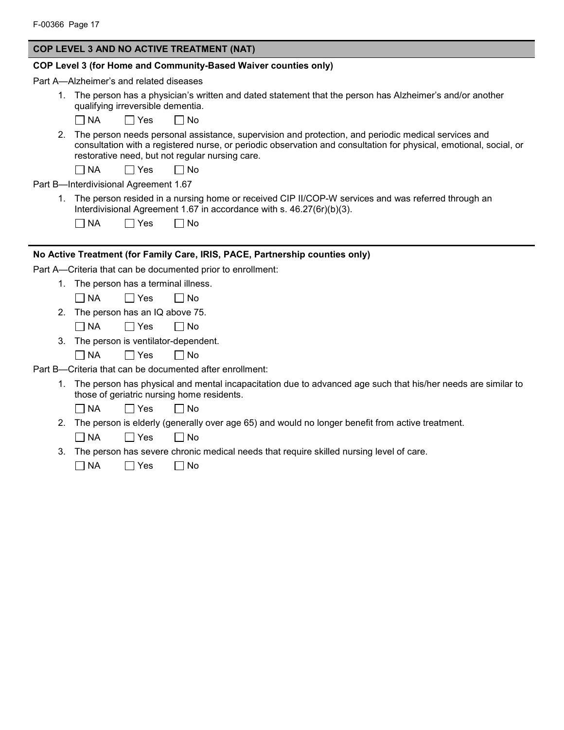## COP LEVEL 3 AND NO ACTIVE TREATMENT (NAT)

### COP Level 3 (for Home and Community-Based Waiver counties only)

Part A—Alzheimer's and related diseases

1. The person has a physician's written and dated statement that the person has Alzheimer's and/or another qualifying irreversible dementia.

   ☐ NA ☐ Yes ☐ No

2. The person needs personal assistance, supervision and protection, and periodic medical services and consultation with a registered nurse, or periodic observation and consultation for physical, emotional, social, or restorative need, but not regular nursing care.

   ☐ NA ☐ Yes ☐ No

Part B—Interdivisional Agreement 1.67

1. The person resided in a nursing home or received CIP II/COP-W services and was referred through an Interdivisional Agreement 1.67 in accordance with s. 46.27(6r)(b)(3).

   ☐ NA ☐ Yes ☐ No

### No Active Treatment (for Family Care, IRIS, PACE, Partnership counties only)

Part A—Criteria that can be documented prior to enrollment:

1. The person has a terminal illness.

   ☐ NA ☐ Yes ☐ No

2. The person has an IQ above 75.

   ☐ NA ☐ Yes ☐ No

3. The person is ventilator-dependent.

   ☐ NA ☐ Yes ☐ No

Part B—Criteria that can be documented after enrollment:

1. The person has physical and mental incapacitation due to advanced age such that his/her needs are similar to those of geriatric nursing home residents.

   ☐ NA ☐ Yes ☐ No

2. The person is elderly (generally over age 65) and would no longer benefit from active treatment.

   ☐ NA ☐ Yes ☐ No

3. The person has severe chronic medical needs that require skilled nursing level of care.

   ☐ NA ☐ Yes ☐ No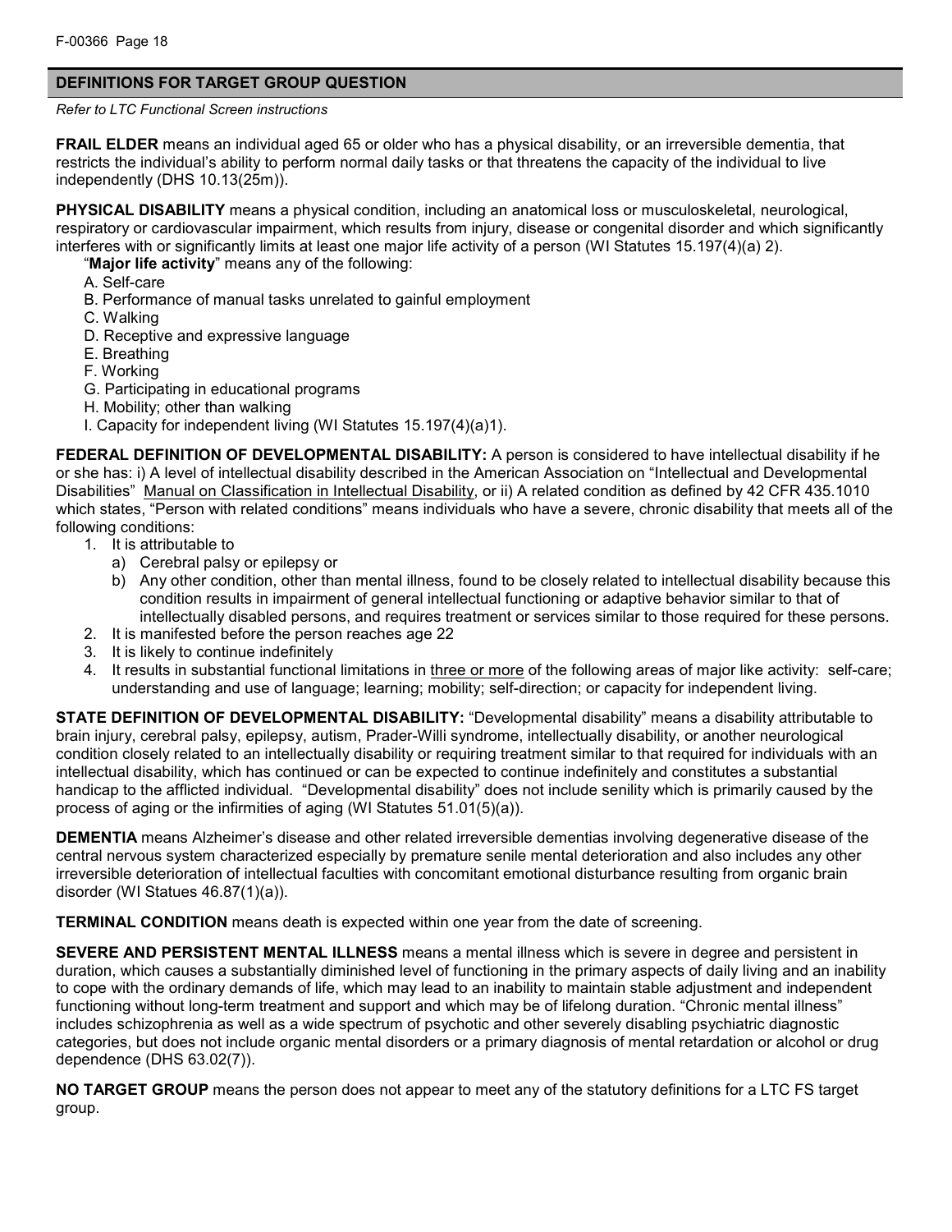## DEFINITIONS FOR TARGET GROUP QUESTION

*Refer to LTC Functional Screen instructions*

**FRAIL ELDER** means an individual aged 65 or older who has a physical disability, or an irreversible dementia, that restricts the individual's ability to perform normal daily tasks or that threatens the capacity of the individual to live independently (DHS 10.13(25m)).

**PHYSICAL DISABILITY** means a physical condition, including an anatomical loss or musculoskeletal, neurological, respiratory or cardiovascular impairment, which results from injury, disease or congenital disorder and which significantly interferes with or significantly limits at least one major life activity of a person (WI Statutes 15.197(4)(a) 2).

"**Major life activity**" means any of the following:

A. Self-care
B. Performance of manual tasks unrelated to gainful employment
C. Walking
D. Receptive and expressive language
E. Breathing
F. Working
G. Participating in educational programs
H. Mobility; other than walking
I. Capacity for independent living (WI Statutes 15.197(4)(a)1).

**FEDERAL DEFINITION OF DEVELOPMENTAL DISABILITY:** A person is considered to have intellectual disability if he or she has: i) A level of intellectual disability described in the American Association on "Intellectual and Developmental Disabilities" Manual on Classification in Intellectual Disability, or ii) A related condition as defined by 42 CFR 435.1010 which states, "Person with related conditions" means individuals who have a severe, chronic disability that meets all of the following conditions:

1. It is attributable to
   a) Cerebral palsy or epilepsy or
   b) Any other condition, other than mental illness, found to be closely related to intellectual disability because this condition results in impairment of general intellectual functioning or adaptive behavior similar to that of intellectually disabled persons, and requires treatment or services similar to those required for these persons.
2. It is manifested before the person reaches age 22
3. It is likely to continue indefinitely
4. It results in substantial functional limitations in three or more of the following areas of major like activity: self-care; understanding and use of language; learning; mobility; self-direction; or capacity for independent living.

**STATE DEFINITION OF DEVELOPMENTAL DISABILITY:** "Developmental disability" means a disability attributable to brain injury, cerebral palsy, epilepsy, autism, Prader-Willi syndrome, intellectually disability, or another neurological condition closely related to an intellectually disability or requiring treatment similar to that required for individuals with an intellectual disability, which has continued or can be expected to continue indefinitely and constitutes a substantial handicap to the afflicted individual. "Developmental disability" does not include senility which is primarily caused by the process of aging or the infirmities of aging (WI Statutes 51.01(5)(a)).

**DEMENTIA** means Alzheimer's disease and other related irreversible dementias involving degenerative disease of the central nervous system characterized especially by premature senile mental deterioration and also includes any other irreversible deterioration of intellectual faculties with concomitant emotional disturbance resulting from organic brain disorder (WI Statues 46.87(1)(a)).

**TERMINAL CONDITION** means death is expected within one year from the date of screening.

**SEVERE AND PERSISTENT MENTAL ILLNESS** means a mental illness which is severe in degree and persistent in duration, which causes a substantially diminished level of functioning in the primary aspects of daily living and an inability to cope with the ordinary demands of life, which may lead to an inability to maintain stable adjustment and independent functioning without long-term treatment and support and which may be of lifelong duration. "Chronic mental illness" includes schizophrenia as well as a wide spectrum of psychotic and other severely disabling psychiatric diagnostic categories, but does not include organic mental disorders or a primary diagnosis of mental retardation or alcohol or drug dependence (DHS 63.02(7)).

**NO TARGET GROUP** means the person does not appear to meet any of the statutory definitions for a LTC FS target group.